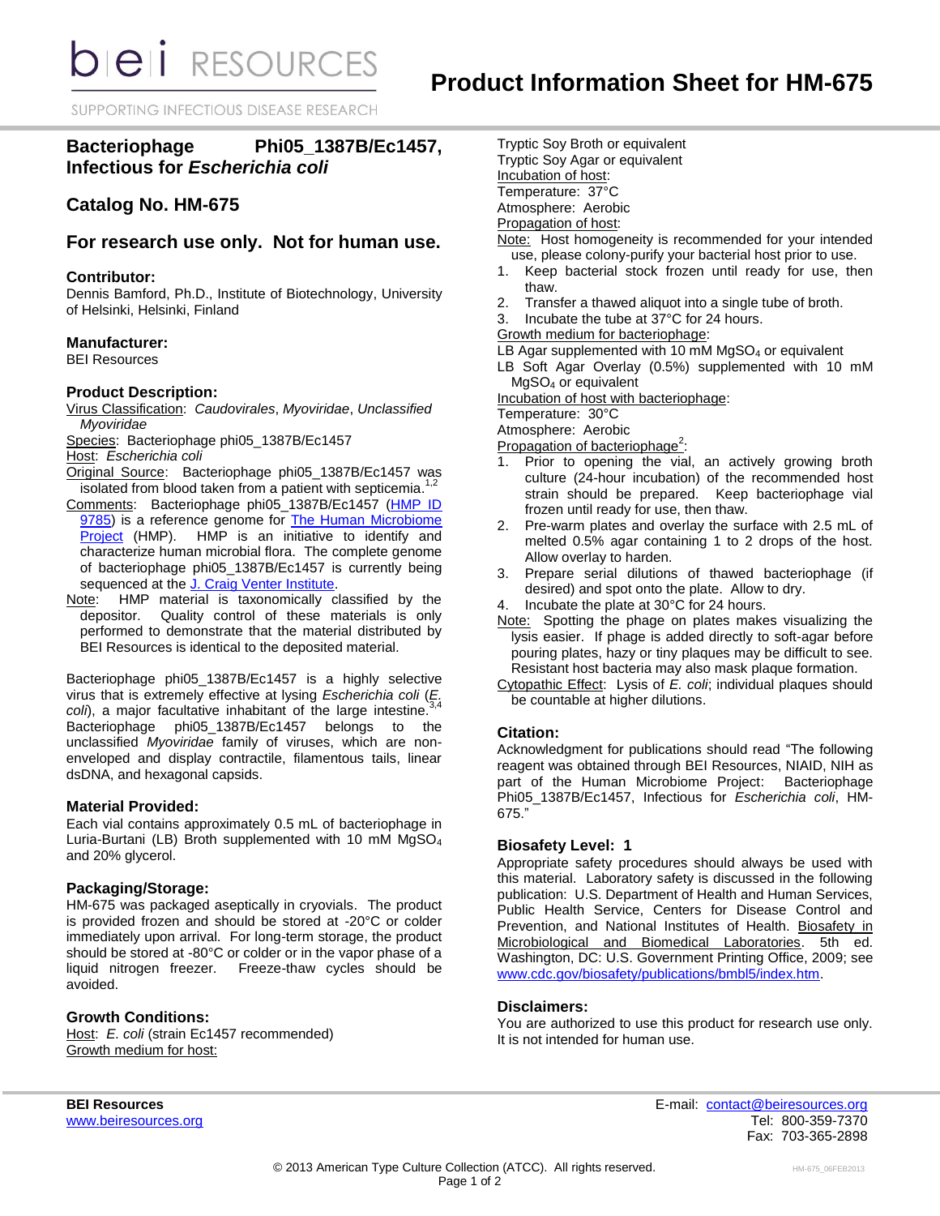# Product Information Sheet for HM-675

## Bacteriophage Phi05_1387B/Ec1457, Infectious for *Escherichia coli*

## Catalog No. HM-675

## For research use only. Not for human use.

### Contributor:

Dennis Bamford, Ph.D., Institute of Biotechnology, University of Helsinki, Helsinki, Finland

### Manufacturer:

BEI Resources

### Product Description:

Virus Classification: *Caudovirales*, *Myoviridae*, *Unclassified Myoviridae*

Species: Bacteriophage phi05_1387B/Ec1457

Host: *Escherichia coli*

Original Source: Bacteriophage phi05_1387B/Ec1457 was isolated from blood taken from a patient with septicemia.[1,2]

Comments: Bacteriophage phi05_1387B/Ec1457 (HMP ID 9785) is a reference genome for The Human Microbiome Project (HMP). HMP is an initiative to identify and characterize human microbial flora. The complete genome of bacteriophage phi05_1387B/Ec1457 is currently being sequenced at the J. Craig Venter Institute.

Note: HMP material is taxonomically classified by the depositor. Quality control of these materials is only performed to demonstrate that the material distributed by BEI Resources is identical to the deposited material.

Bacteriophage phi05_1387B/Ec1457 is a highly selective virus that is extremely effective at lysing *Escherichia coli* (*E. coli*), a major facultative inhabitant of the large intestine.[3,4] Bacteriophage phi05_1387B/Ec1457 belongs to the unclassified *Myoviridae* family of viruses, which are non-enveloped and display contractile, filamentous tails, linear dsDNA, and hexagonal capsids.

### Material Provided:

Each vial contains approximately 0.5 mL of bacteriophage in Luria-Burtani (LB) Broth supplemented with 10 mM $MgSO_4$ and 20% glycerol.

### Packaging/Storage:

HM-675 was packaged aseptically in cryovials. The product is provided frozen and should be stored at -20°C or colder immediately upon arrival. For long-term storage, the product should be stored at -80°C or colder or in the vapor phase of a liquid nitrogen freezer. Freeze-thaw cycles should be avoided.

### Growth Conditions:

Host: *E. coli* (strain Ec1457 recommended)

Growth medium for host:
Tryptic Soy Broth or equivalent
Tryptic Soy Agar or equivalent

Incubation of host:
Temperature: 37°C
Atmosphere: Aerobic

Propagation of host:

Note: Host homogeneity is recommended for your intended use, please colony-purify your bacterial host prior to use.

1. Keep bacterial stock frozen until ready for use, then thaw.
2. Transfer a thawed aliquot into a single tube of broth.
3. Incubate the tube at 37°C for 24 hours.

Growth medium for bacteriophage:
LB Agar supplemented with 10 mM $MgSO_4$ or equivalent
LB Soft Agar Overlay (0.5%) supplemented with 10 mM $MgSO_4$ or equivalent

Incubation of host with bacteriophage:
Temperature: 30°C
Atmosphere: Aerobic

Propagation of bacteriophage[2]:

1. Prior to opening the vial, an actively growing broth culture (24-hour incubation) of the recommended host strain should be prepared. Keep bacteriophage vial frozen until ready for use, then thaw.
2. Pre-warm plates and overlay the surface with 2.5 mL of melted 0.5% agar containing 1 to 2 drops of the host. Allow overlay to harden.
3. Prepare serial dilutions of thawed bacteriophage (if desired) and spot onto the plate. Allow to dry.
4. Incubate the plate at 30°C for 24 hours.

Note: Spotting the phage on plates makes visualizing the lysis easier. If phage is added directly to soft-agar before pouring plates, hazy or tiny plaques may be difficult to see. Resistant host bacteria may also mask plaque formation.

Cytopathic Effect: Lysis of *E. coli*; individual plaques should be countable at higher dilutions.

### Citation:

Acknowledgment for publications should read "The following reagent was obtained through BEI Resources, NIAID, NIH as part of the Human Microbiome Project: Bacteriophage Phi05_1387B/Ec1457, Infectious for *Escherichia coli*, HM-675."

### Biosafety Level: 1

Appropriate safety procedures should always be used with this material. Laboratory safety is discussed in the following publication: U.S. Department of Health and Human Services, Public Health Service, Centers for Disease Control and Prevention, and National Institutes of Health. Biosafety in Microbiological and Biomedical Laboratories. 5th ed. Washington, DC: U.S. Government Printing Office, 2009; see www.cdc.gov/biosafety/publications/bmbl5/index.htm.

### Disclaimers:

You are authorized to use this product for research use only. It is not intended for human use.

**BEI Resources**
www.beiresources.org

E-mail: contact@beiresources.org
Tel: 800-359-7370
Fax: 703-365-2898

© 2013 American Type Culture Collection (ATCC). All rights reserved.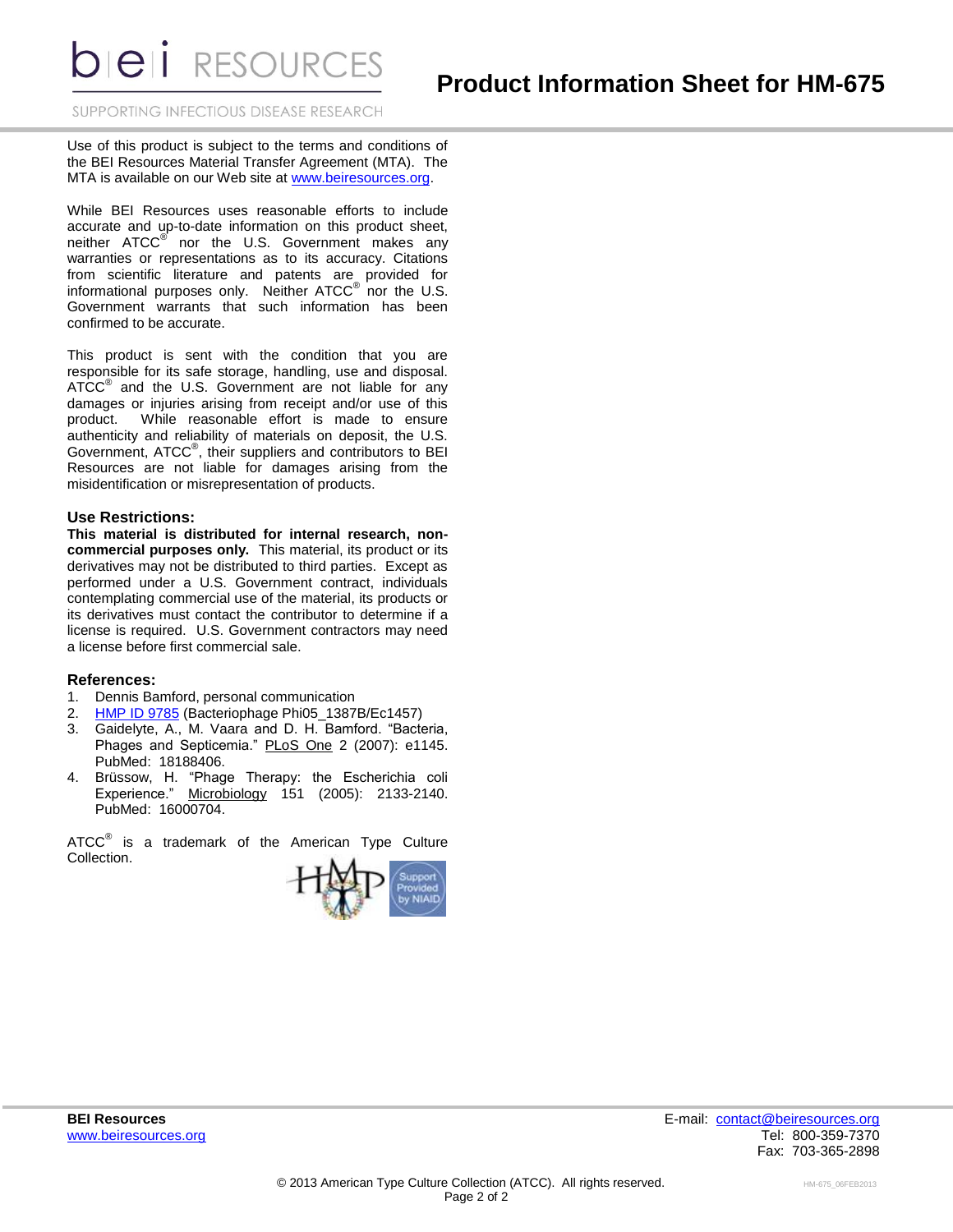Use of this product is subject to the terms and conditions of the BEI Resources Material Transfer Agreement (MTA). The MTA is available on our Web site at www.beiresources.org.

While BEI Resources uses reasonable efforts to include accurate and up-to-date information on this product sheet, neither ATCC® nor the U.S. Government makes any warranties or representations as to its accuracy. Citations from scientific literature and patents are provided for informational purposes only. Neither ATCC® nor the U.S. Government warrants that such information has been confirmed to be accurate.

This product is sent with the condition that you are responsible for its safe storage, handling, use and disposal. ATCC® and the U.S. Government are not liable for any damages or injuries arising from receipt and/or use of this product. While reasonable effort is made to ensure authenticity and reliability of materials on deposit, the U.S. Government, ATCC®, their suppliers and contributors to BEI Resources are not liable for damages arising from the misidentification or misrepresentation of products.

### Use Restrictions:

**This material is distributed for internal research, non-commercial purposes only.** This material, its product or its derivatives may not be distributed to third parties. Except as performed under a U.S. Government contract, individuals contemplating commercial use of the material, its products or its derivatives must contact the contributor to determine if a license is required. U.S. Government contractors may need a license before first commercial sale.

### References:

1. Dennis Bamford, personal communication
2. HMP ID 9785 (Bacteriophage Phi05_1387B/Ec1457)
3. Gaidelyte, A., M. Vaara and D. H. Bamford. "Bacteria, Phages and Septicemia." PLoS One 2 (2007): e1145. PubMed: 18188406.
4. Brüssow, H. "Phage Therapy: the Escherichia coli Experience." Microbiology 151 (2005): 2133-2140. PubMed: 16000704.

ATCC® is a trademark of the American Type Culture Collection.

**BEI Resources**
www.beiresources.org

E-mail: contact@beiresources.org
Tel: 800-359-7370
Fax: 703-365-2898

© 2013 American Type Culture Collection (ATCC). All rights reserved.

HM-675_06FEB2013